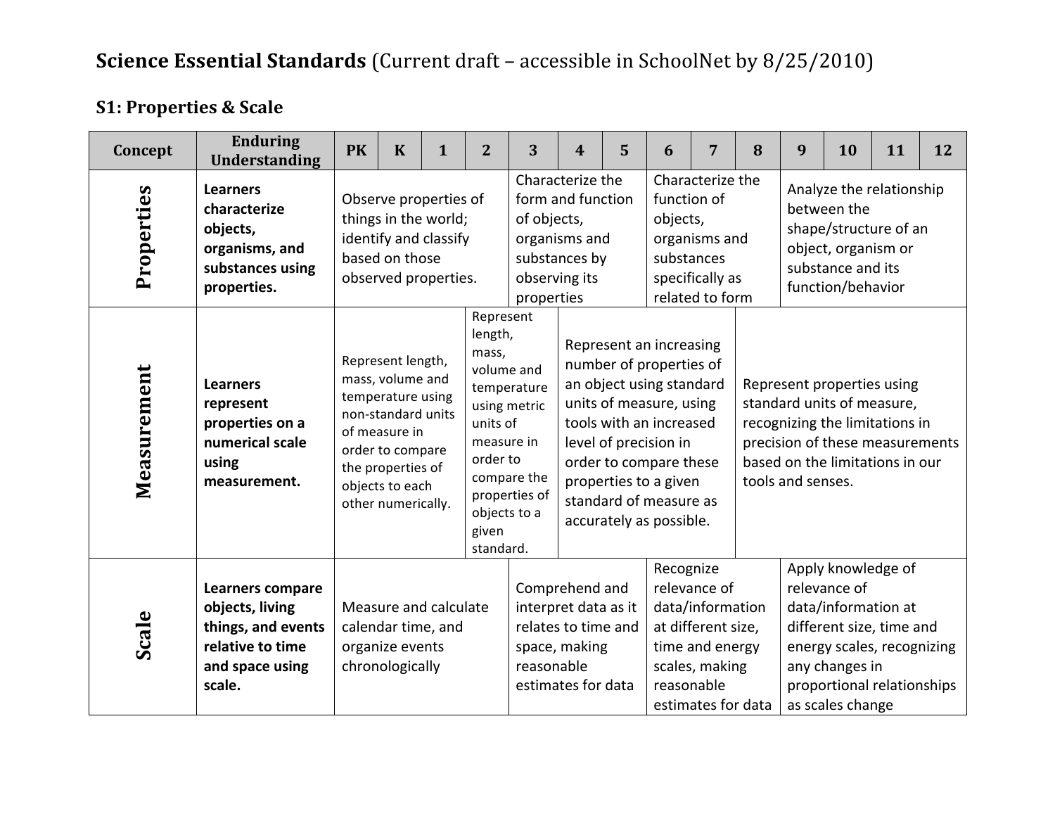# Science Essential Standards (Current draft – accessible in SchoolNet by 8/25/2010)

## S1: Properties & Scale

| Concept | Enduring Understanding | PK | K | 1 | 2 | 3 | 4 | 5 | 6 | 7 | 8 | 9 | 10 | 11 | 12 |
|---|---|---|---|---|---|---|---|---|---|---|---|---|---|---|---|
| Properties | **Learners characterize objects, organisms, and substances using properties.** | Observe properties of things in the world; identify and classify based on those observed properties. | | | | Characterize the form and function of objects, organisms and substances by observing its properties | | | Characterize the function of objects, organisms and substances specifically as related to form | | | Analyze the relationship between the shape/structure of an object, organism or substance and its function/behavior | | | |
| Measurement | **Learners represent properties on a numerical scale using measurement.** | Represent length, mass, volume and temperature using non-standard units of measure in order to compare the properties of objects to each other numerically. | | | Represent length, mass, volume and temperature using metric units of measure in order to compare the properties of objects to a given standard. | | Represent an increasing number of properties of an object using standard units of measure, using tools with an increased level of precision in order to compare these properties to a given standard of measure as accurately as possible. | | | | Represent properties using standard units of measure, recognizing the limitations in precision of these measurements based on the limitations in our tools and senses. | | | | |
| Scale | **Learners compare objects, living things, and events relative to time and space using scale.** | Measure and calculate calendar time, and organize events chronologically | | | | Comprehend and interpret data as it relates to time and space, making reasonable estimates for data | | | Recognize relevance of data/information at different size, time and energy scales, making reasonable estimates for data | | | Apply knowledge of relevance of data/information at different size, time and energy scales, recognizing any changes in proportional relationships as scales change | | | |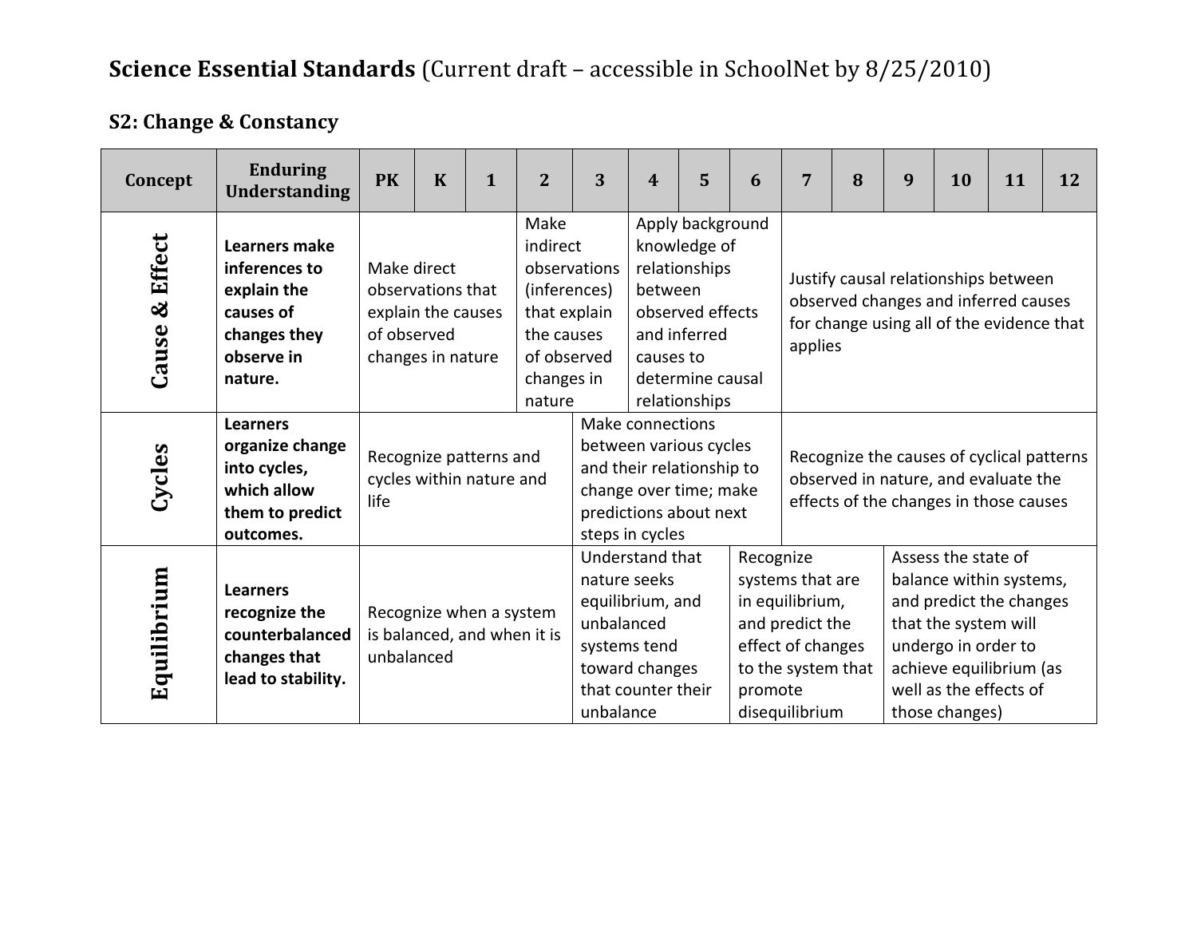# Science Essential Standards (Current draft – accessible in SchoolNet by 8/25/2010)

## S2: Change & Constancy

| Concept | Enduring Understanding | PK | K | 1 | 2 | 3 | 4 | 5 | 6 | 7 | 8 | 9 | 10 | 11 | 12 |
|---|---|---|---|---|---|---|---|---|---|---|---|---|---|---|---|
| Cause & Effect | **Learners make inferences to explain the causes of changes they observe in nature.** | Make direct observations that explain the causes of observed changes in nature | | | Make indirect observations (inferences) that explain the causes of observed changes in nature | | Apply background knowledge of relationships between observed effects and inferred causes to determine causal relationships | | | Justify causal relationships between observed changes and inferred causes for change using all of the evidence that applies | | | | | |
| Cycles | **Learners organize change into cycles, which allow them to predict outcomes.** | Recognize patterns and cycles within nature and life | | | | Make connections between various cycles and their relationship to change over time; make predictions about next steps in cycles | | | | Recognize the causes of cyclical patterns observed in nature, and evaluate the effects of the changes in those causes | | | | | |
| Equilibrium | **Learners recognize the counterbalanced changes that lead to stability.** | Recognize when a system is balanced, and when it is unbalanced | | | | Understand that nature seeks equilibrium, and unbalanced systems tend toward changes that counter their unbalance | | | Recognize systems that are in equilibrium, and predict the effect of changes to the system that promote disequilibrium | | | Assess the state of balance within systems, and predict the changes that the system will undergo in order to achieve equilibrium (as well as the effects of those changes) | | | |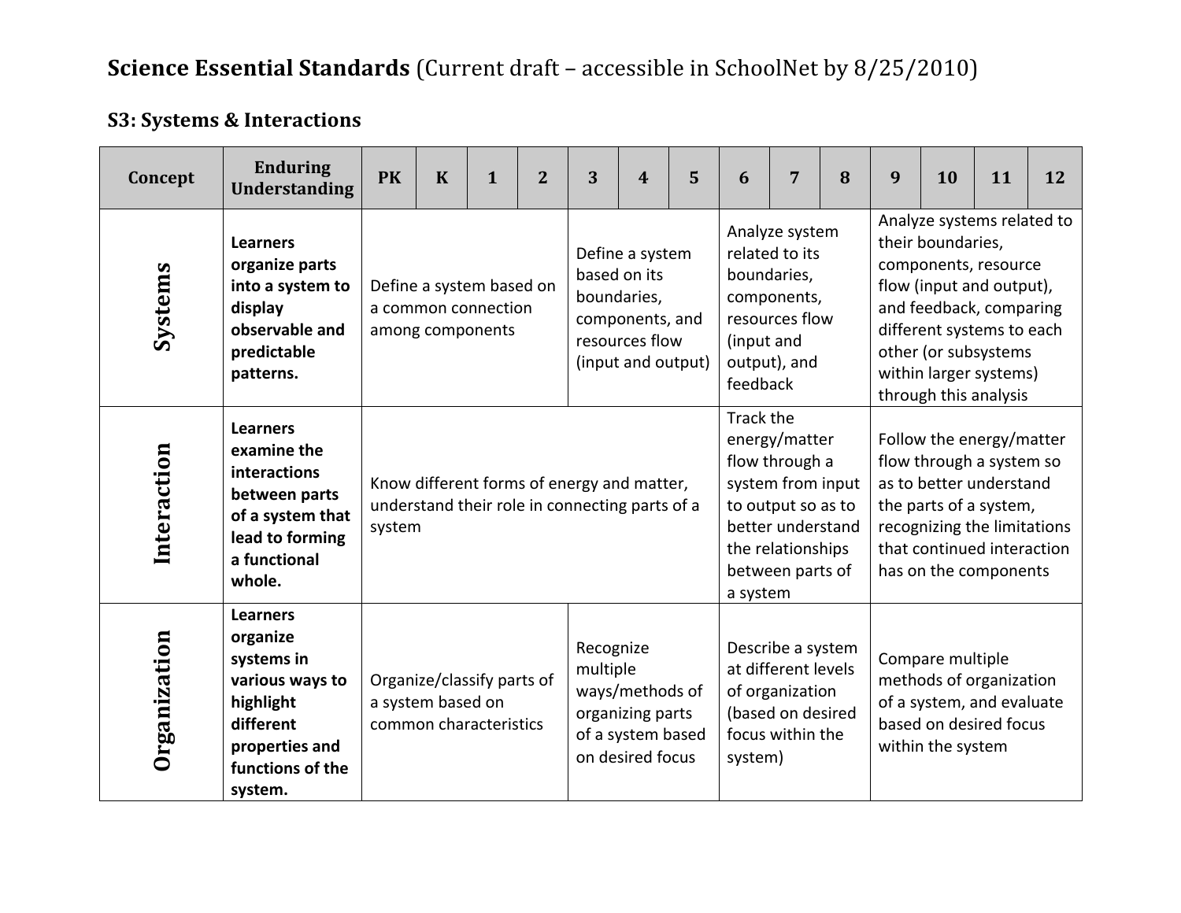# **Science Essential Standards** (Current draft – accessible in SchoolNet by 8/25/2010)

## S3: Systems & Interactions

| Concept | Enduring Understanding | PK | K | 1 | 2 | 3 | 4 | 5 | 6 | 7 | 8 | 9 | 10 | 11 | 12 |
|---|---|---|---|---|---|---|---|---|---|---|---|---|---|---|---|
| **Systems** | **Learners organize parts into a system to display observable and predictable patterns.** | Define a system based on a common connection among components | | | | Define a system based on its boundaries, components, and resources flow (input and output) | | | Analyze system related to its boundaries, components, resources flow (input and output), and feedback | | | Analyze systems related to their boundaries, components, resource flow (input and output), and feedback, comparing different systems to each other (or subsystems within larger systems) through this analysis | | | |
| **Interaction** | **Learners examine the interactions between parts of a system that lead to forming a functional whole.** | Know different forms of energy and matter, understand their role in connecting parts of a system | | | | | | | Track the energy/matter flow through a system from input to output so as to better understand the relationships between parts of a system | | | Follow the energy/matter flow through a system so as to better understand the parts of a system, recognizing the limitations that continued interaction has on the components | | | |
| **Organization** | **Learners organize systems in various ways to highlight different properties and functions of the system.** | Organize/classify parts of a system based on common characteristics | | | | Recognize multiple ways/methods of organizing parts of a system based on desired focus | | | Describe a system at different levels of organization (based on desired focus within the system) | | | Compare multiple methods of organization of a system, and evaluate based on desired focus within the system | | | |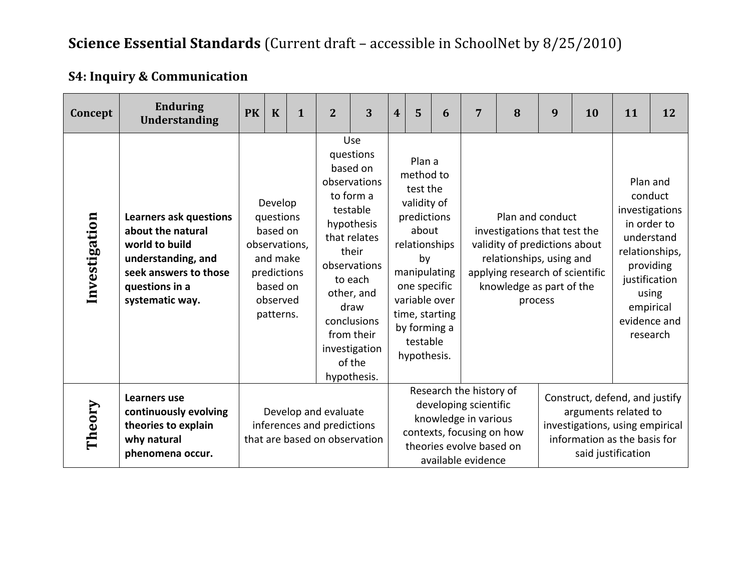# **Science Essential Standards** (Current draft – accessible in SchoolNet by 8/25/2010)

## S4: Inquiry & Communication

| Concept | Enduring Understanding | PK | K | 1 | 2 | 3 | 4 | 5 | 6 | 7 | 8 | 9 | 10 | 11 | 12 |
|---|---|---|---|---|---|---|---|---|---|---|---|---|---|---|---|
| **Investigation** | **Learners ask questions about the natural world to build understanding, and seek answers to those questions in a systematic way.** | Develop questions based on observations, and make predictions based on observed patterns. | | | Use questions based on observations to form a testable hypothesis that relates their observations to each other, and draw conclusions from their investigation of the hypothesis. | | Plan a method to test the validity of predictions about relationships by manipulating one specific variable over time, starting by forming a testable hypothesis. | | | Plan and conduct investigations that test the validity of predictions about relationships, using and applying research of scientific knowledge as part of the process | | | | Plan and conduct investigations in order to understand relationships, providing justification using empirical evidence and research | |
| **Theory** | **Learners use continuously evolving theories to explain why natural phenomena occur.** | Develop and evaluate inferences and predictions that are based on observation | | | | | Research the history of developing scientific knowledge in various contexts, focusing on how theories evolve based on available evidence | | | | | Construct, defend, and justify arguments related to investigations, using empirical information as the basis for said justification | | | |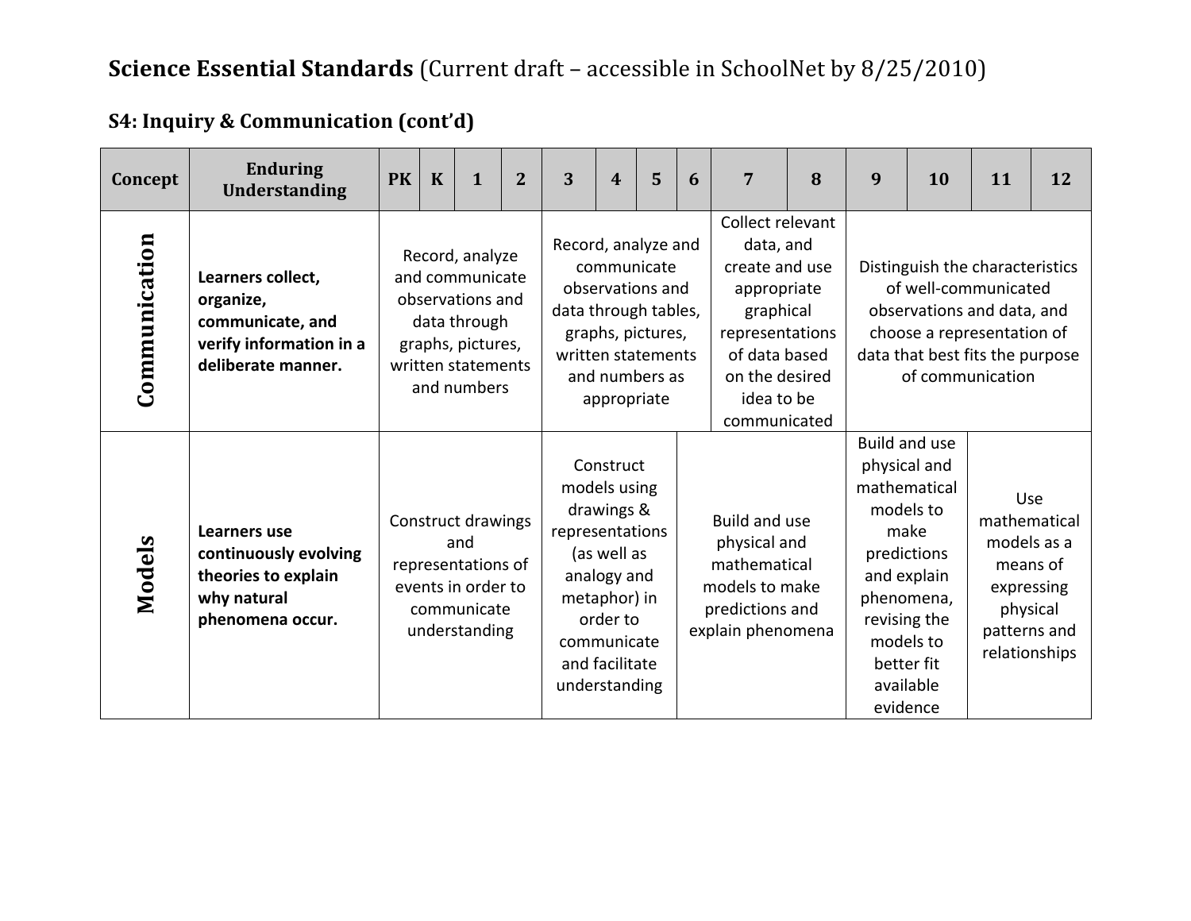# **Science Essential Standards** (Current draft – accessible in SchoolNet by 8/25/2010)

## S4: Inquiry & Communication (cont'd)

| Concept | Enduring Understanding | PK | K | 1 | 2 | 3 | 4 | 5 | 6 | 7 | 8 | 9 | 10 | 11 | 12 |
|---|---|---|---|---|---|---|---|---|---|---|---|---|---|---|---|
| **Communication** | **Learners collect, organize, communicate, and verify information in a deliberate manner.** | Record, analyze and communicate observations and data through graphs, pictures, written statements and numbers | | | | Record, analyze and communicate observations and data through tables, graphs, pictures, written statements and numbers as appropriate | | | | Collect relevant data, and create and use appropriate graphical representations of data based on the desired idea to be communicated | | Distinguish the characteristics of well-communicated observations and data, and choose a representation of data that best fits the purpose of communication | | | |
| **Models** | **Learners use continuously evolving theories to explain why natural phenomena occur.** | Construct drawings and representations of events in order to communicate understanding | | | | Construct models using drawings & representations (as well as analogy and metaphor) in order to communicate and facilitate understanding | | | Build and use physical and mathematical models to make predictions and explain phenomena | | | Build and use physical and mathematical models to make predictions and explain phenomena, revising the models to better fit available evidence | | Use mathematical models as a means of expressing physical patterns and relationships | |